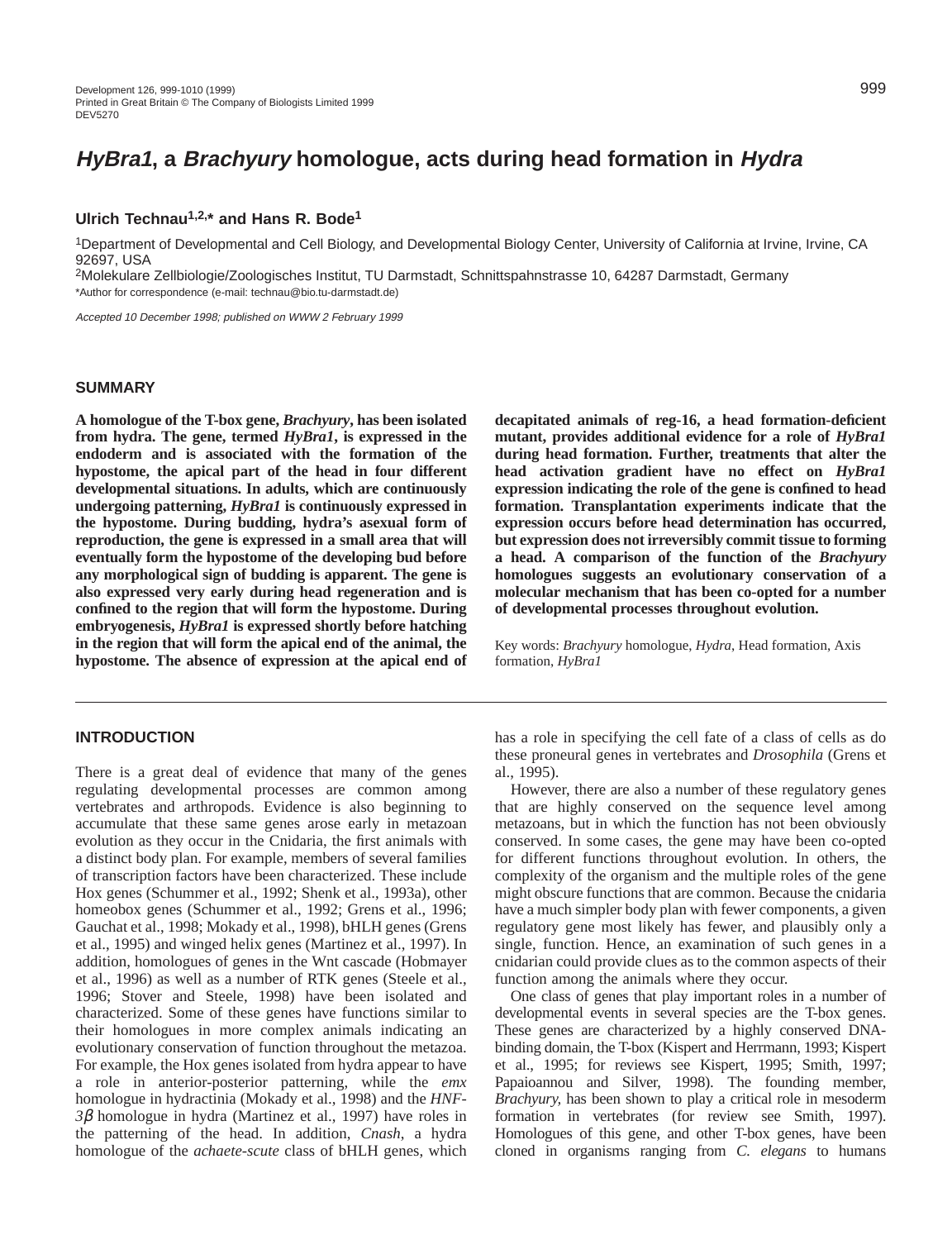# *HyBra1*, a *Brachyury* homologue, acts during head formation in *Hydra*

**Ulrich Technau[1,2,*] and Hans R. Bode[1]**

[1]Department of Developmental and Cell Biology, and Developmental Biology Center, University of California at Irvine, Irvine, CA 92697, USA

[2]Molekulare Zellbiologie/Zoologisches Institut, TU Darmstadt, Schnittspahnstrasse 10, 64287 Darmstadt, Germany

*Author for correspondence (e-mail: technau@bio.tu-darmstadt.de)

*Accepted 10 December 1998; published on WWW 2 February 1999*

## SUMMARY

**A homologue of the T-box gene, *Brachyury*, has been isolated from hydra. The gene, termed *HyBra1*, is expressed in the endoderm and is associated with the formation of the hypostome, the apical part of the head in four different developmental situations. In adults, which are continuously undergoing patterning, *HyBra1* is continuously expressed in the hypostome. During budding, hydra's asexual form of reproduction, the gene is expressed in a small area that will eventually form the hypostome of the developing bud before any morphological sign of budding is apparent. The gene is also expressed very early during head regeneration and is confined to the region that will form the hypostome. During embryogenesis, *HyBra1* is expressed shortly before hatching in the region that will form the apical end of the animal, the hypostome. The absence of expression at the apical end of decapitated animals of reg-16, a head formation-deficient mutant, provides additional evidence for a role of *HyBra1* during head formation. Further, treatments that alter the head activation gradient have no effect on *HyBra1* expression indicating the role of the gene is confined to head formation. Transplantation experiments indicate that the expression occurs before head determination has occurred, but expression does not irreversibly commit tissue to forming a head. A comparison of the function of the *Brachyury* homologues suggests an evolutionary conservation of a molecular mechanism that has been co-opted for a number of developmental processes throughout evolution.**

Key words: *Brachyury* homologue, *Hydra*, Head formation, Axis formation, *HyBra1*

## INTRODUCTION

There is a great deal of evidence that many of the genes regulating developmental processes are common among vertebrates and arthropods. Evidence is also beginning to accumulate that these same genes arose early in metazoan evolution as they occur in the Cnidaria, the first animals with a distinct body plan. For example, members of several families of transcription factors have been characterized. These include Hox genes (Schummer et al., 1992; Shenk et al., 1993a), other homeobox genes (Schummer et al., 1992; Grens et al., 1996; Gauchat et al., 1998; Mokady et al., 1998), bHLH genes (Grens et al., 1995) and winged helix genes (Martinez et al., 1997). In addition, homologues of genes in the Wnt cascade (Hobmayer et al., 1996) as well as a number of RTK genes (Steele et al., 1996; Stover and Steele, 1998) have been isolated and characterized. Some of these genes have functions similar to their homologues in more complex animals indicating an evolutionary conservation of function throughout the metazoa. For example, the Hox genes isolated from hydra appear to have a role in anterior-posterior patterning, while the *emx* homologue in hydractinia (Mokady et al., 1998) and the *HNF-3β* homologue in hydra (Martinez et al., 1997) have roles in the patterning of the head. In addition, *Cnash*, a hydra homologue of the *achaete-scute* class of bHLH genes, which has a role in specifying the cell fate of a class of cells as do these proneural genes in vertebrates and *Drosophila* (Grens et al., 1995).

However, there are also a number of these regulatory genes that are highly conserved on the sequence level among metazoans, but in which the function has not been obviously conserved. In some cases, the gene may have been co-opted for different functions throughout evolution. In others, the complexity of the organism and the multiple roles of the gene might obscure functions that are common. Because the cnidaria have a much simpler body plan with fewer components, a given regulatory gene most likely has fewer, and plausibly only a single, function. Hence, an examination of such genes in a cnidarian could provide clues as to the common aspects of their function among the animals where they occur.

One class of genes that play important roles in a number of developmental events in several species are the T-box genes. These genes are characterized by a highly conserved DNA-binding domain, the T-box (Kispert and Herrmann, 1993; Kispert et al., 1995; for reviews see Kispert, 1995; Smith, 1997; Papaioannou and Silver, 1998). The founding member, *Brachyury*, has been shown to play a critical role in mesoderm formation in vertebrates (for review see Smith, 1997). Homologues of this gene, and other T-box genes, have been cloned in organisms ranging from *C. elegans* to humans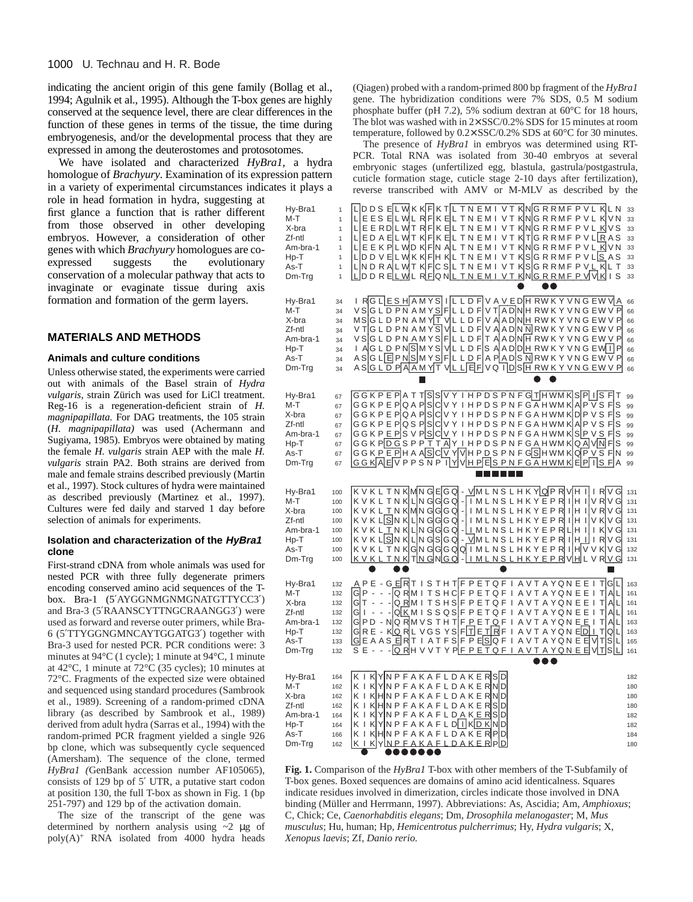indicating the ancient origin of this gene family (Bollag et al., 1994; Agulnik et al., 1995). Although the T-box genes are highly conserved at the sequence level, there are clear differences in the function of these genes in terms of the tissue, the time during embryogenesis, and/or the developmental process that they are expressed in among the deuterostomes and protostomes.

We have isolated and characterized *HyBra1*, a hydra homologue of *Brachyury*. Examination of its expression pattern in a variety of experimental circumstances indicates it plays a role in head formation in hydra, suggesting at first glance a function that is rather different from those observed in other developing embryos. However, a consideration of other genes with which *Brachyury* homologues are co-expressed suggests the evolutionary conservation of a molecular pathway that acts to invaginate or evaginate tissue during axis formation and formation of the germ layers.

## MATERIALS AND METHODS

### Animals and culture conditions

Unless otherwise stated, the experiments were carried out with animals of the Basel strain of *Hydra vulgaris*, strain Zürich was used for LiCl treatment. Reg-16 is a regeneration-deficient strain of *H. magnipapillata.* For DAG treatments, the 105 strain (*H. magnipapillata)* was used (Achermann and Sugiyama, 1985). Embryos were obtained by mating the female *H. vulgaris* strain AEP with the male *H. vulgaris* strain PA2. Both strains are derived from male and female strains described previously (Martin et al., 1997). Stock cultures of hydra were maintained as described previously (Martinez et al., 1997). Cultures were fed daily and starved 1 day before selection of animals for experiments.

### Isolation and characterization of the *HyBra1* clone

First-strand cDNA from whole animals was used for nested PCR with three fully degenerate primers encoding conserved amino acid sequences of the T-box. Bra-1 (5′AYGGNMGNMGNATGTTYCC3′) and Bra-3 (5′RAANSCYTTNGCRAANGG3′) were used as forward and reverse outer primers, while Bra-6 (5′TTYGGNGMNCAYTGGATG3′) together with Bra-3 used for nested PCR. PCR conditions were: 3 minutes at 94°C (1 cycle); 1 minute at 94°C, 1 minute at 42°C, 1 minute at 72°C (35 cycles); 10 minutes at 72°C. Fragments of the expected size were obtained and sequenced using standard procedures (Sambrook et al., 1989). Screening of a random-primed cDNA library (as described by Sambrook et al., 1989) derived from adult hydra (Sarras et al., 1994) with the random-primed PCR fragment yielded a single 926 bp clone, which was subsequently cycle sequenced (Amersham). The sequence of the clone, termed *HyBra1 (*GenBank accession number AF105065), consists of 129 bp of 5′ UTR, a putative start codon at position 130, the full T-box as shown in Fig. 1 (bp 251-797) and 129 bp of the activation domain.

The size of the transcript of the gene was determined by northern analysis using ~2 μg of poly(A)$^+$ RNA isolated from 4000 hydra heads (Qiagen) probed with a random-primed 800 bp fragment of the *HyBra1* gene. The hybridization conditions were 7% SDS, 0.5 M sodium phosphate buffer (pH 7.2), 5% sodium dextran at 60°C for 18 hours, The blot was washed with in 2×SSC/0.2% SDS for 15 minutes at room temperature, followed by 0.2×SSC/0.2% SDS at 60°C for 30 minutes.

The presence of *HyBra1* in embryos was determined using RT-PCR. Total RNA was isolated from 30-40 embryos at several embryonic stages (unfertilized egg, blastula, gastrula/postgastrula, cuticle formation stage, cuticle stage 2-10 days after fertilization), reverse transcribed with AMV or M-MLV as described by the

```
Hy-Bra1    1  LDDSELWKKFKTLTNEMIVTKNGRRMFPVLKLN   33
M-T        1  LEESELWLRFKELTNEMIVTKNGRRMFPVLKVN   33
X-bra      1  LEERDLWTRFKELTNEMIVTKNGRRMFPVLKVS   33
Zf-ntl     1  LEDAELWTKFKELTNEMIVTKTGRRMFPVLRAS   33
Am-bra-1   1  LEEKPLWDKFNALTNEMIVTKNGRRMFPVLKVN   33
Hp-T       1  LDDVELWKKFHKLTNEMIVTKSGRRMFPVLSAS   33
As-T       1  LNDRALWTKFCSLTNEMIVTKSGRRMFPVLKLT   33
Dm-Trg     1  LDDRELWLRFQNLTNEMIVTKNGRRMFPVVKIS   33

Hy-Bra1   34  IRGLESHAMYSILLDFVAVEDHRWKYVNGEWVA   66
M-T       34  VSGLDPNAMYSFLLDFVTADNHRWKYVNGEWVP   66
X-bra     34  MSGLDPNAMYTVLLDFVAADNHRWKYVNGEWVP   66
Zf-ntl    34  VTGLDPNAMYSVLLDFVAADNNRWKYVNGEWVP   66
Am-bra-1  34  VSGLDPNAMYSFLLDFTAADNHRWKYVNGEWVP   66
Hp-T      34  IAGLDPNSMYSVLLDFSAADDHRWKYVNGEWIP   66
As-T      34  ASGLEPNSMYSFLLDFAPADSNRWKYVNGEWVP   66
Dm-Trg    34  ASGLDPAAMYTVLLEFVQIDSHRWKYVNGEWVP   66

Hy-Bra1   67  GGKPEPATTSSVYIHPDSPNFGTHWMKSPISFT   99
M-T       67  GGKPEPQAPSCVYIHPDSPNFGAHWMKAPVSFS   99
X-bra     67  GGKPEPQAPSCVYIHPDSPNFGAHWMKDPVSFS   99
Zf-ntl    67  GGKPEPQSPSCVYIHPDSPNFGAHWMKAPVSFS   99
Am-bra-1  67  GGKPEPSVPSCVYIHPDSPNFGAHWMKSPVSFS   99
Hp-T      67  GGKPDGSPPTTAYIHPDSPNFGAHWMKQAVNFS   99
As-T      67  GGKPEPHAASCVYVHPDSPNFGSHWMKQPVSFN   99
Dm-Trg    67  GGKAEVPPSNPIYVHPESPNFGAHWMKEPISFA   99

Hy-Bra1  100  KVKLTNKMNGEGQ-VMLNSLHKYQPRVHIIRVG  131
M-T      100  KVKLTNKLNGGGQ-IMLNSLHKYEPRIHIVRVG  131
X-bra    100  KVKLTNKMNGGGQ-IMLNSLHKYEPRIHIVRVG  131
Zf-ntl   100  KVKLSNKLNGGGQ-IMLNSLHKYEPRIHIVKVG  131
Am-bra-1 100  KVKLTNKLNGGGQ-LMLNSLHKYEPRLHIIKVG  131
Hp-T     100  KVKLSNKLNGSGQ-VMLNSLHKYEPRIHIIRVG  131
As-T     100  KVKLTNKGNGGGQQIMLNSLHKYEPRIHVVKVG  132
Dm-Trg   100  KVKLTNKTNGNGQ-IMLNSLHKYEPRVHLVRVG  131

Hy-Bra1  132  APE-GERTISTHTFPETQFIAVTAYQNEEITGL  163
M-T      132  GP---QRMITSHCFPETQFIAVTAYQNEEITAL  161
X-bra    132  GT---QRMITSHSFPETQFIAVTAYQNEEITAL  161
Zf-ntl   132  GI---QKMISSQSFPETQFIAVTAYQNEEITAL  161
Am-bra-1 132  GPD-NQRMVSTHTFPETQFIAVTAYQNEEITAL  163
Hp-T     132  GRE-KQRLVGSYSFTETRFIAVTAYQNEDITQL  163
As-T     133  GEAASERTIATFSFPESQFIAVTAYQNEEVTSL  165
Dm-Trg   132  SE---QRHVVTYPFPETQFIAVTAYQNEEVTSL  161

Hy-Bra1  164  KIKYNPFAKAFLDAKERSD  182
M-T      162  KIKYNPFAKAFLDAKERND  180
X-bra    162  KIKHNPFAKAFLDAKERND  180
Zf-ntl   162  KIKHNPFAKAFLDAKERSD  180
Am-bra-1 164  KIKYNPFAKAFLDAKERSD  182
Hp-T     164  KIKYNPFAKAFLDIKDKND  182
As-T     166  KIKHNPFAKAFLDAKERPD  184
Dm-Trg   162  KIKYNPFAKAFLDAKERPD  180
```

**Fig. 1.** Comparison of the *HyBra1* T-box with other members of the T-Subfamily of T-box genes. Boxed sequences are domains of amino acid identicalness. Squares indicate residues involved in dimerization, circles indicate those involved in DNA binding (Müller and Herrmann, 1997). Abbreviations: As, Ascidia; Am, *Amphioxus*; C, Chick; Ce, *Caenorhabditis elegans*; Dm, *Drosophila melanogaster*; M, *Mus musculus*; Hu, human; Hp, *Hemicentrotus pulcherrimus*; Hy, *Hydra vulgaris*; X, *Xenopus laevis*; Zf, *Danio rerio.*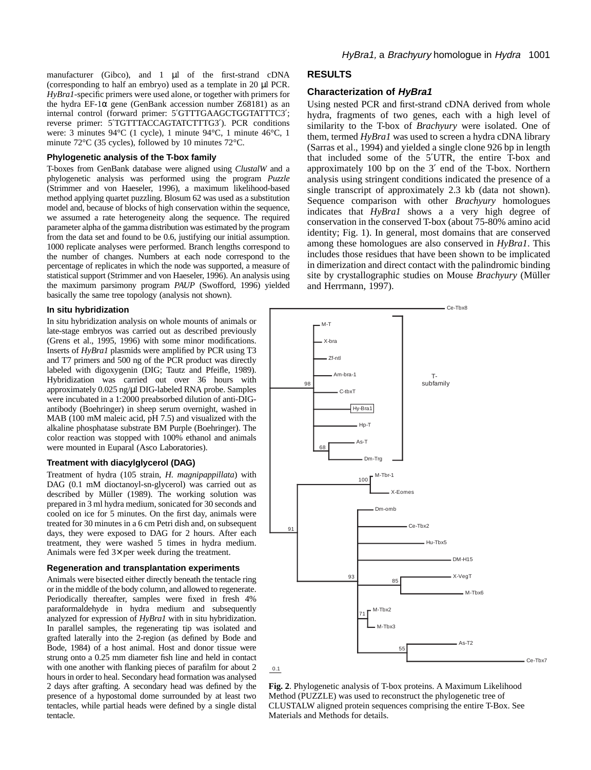manufacturer (Gibco), and 1 μl of the first-strand cDNA (corresponding to half an embryo) used as a template in 20 μl PCR. *HyBra1*-specific primers were used alone, or together with primers for the hydra EF-1α gene (GenBank accession number Z68181) as an internal control (forward primer: 5′GTTTGAAGCTGGTATTTC3′; reverse primer: 5′TGTTTACCAGTATCTTTG3′). PCR conditions were: 3 minutes 94°C (1 cycle), 1 minute 94°C, 1 minute 46°C, 1 minute 72°C (35 cycles), followed by 10 minutes 72°C.

### Phylogenetic analysis of the T-box family

T-boxes from GenBank database were aligned using *ClustalW* and a phylogenetic analysis was performed using the program *Puzzle* (Strimmer and von Haeseler, 1996), a maximum likelihood-based method applying quartet puzzling. Blosum 62 was used as a substitution model and, because of blocks of high conservation within the sequence, we assumed a rate heterogeneity along the sequence. The required parameter alpha of the gamma distribution was estimated by the program from the data set and found to be 0.6, justifying our initial assumption. 1000 replicate analyses were performed. Branch lengths correspond to the number of changes. Numbers at each node correspond to the percentage of replicates in which the node was supported, a measure of statistical support (Strimmer and von Haeseler, 1996). An analysis using the maximum parsimony program *PAUP* (Swofford, 1996) yielded basically the same tree topology (analysis not shown).

### In situ hybridization

In situ hybridization analysis on whole mounts of animals or late-stage embryos was carried out as described previously (Grens et al., 1995, 1996) with some minor modifications. Inserts of *HyBra1* plasmids were amplified by PCR using T3 and T7 primers and 500 ng of the PCR product was directly labeled with digoxygenin (DIG; Tautz and Pfeifle, 1989). Hybridization was carried out over 36 hours with approximately 0.025 ng/μl DIG-labeled RNA probe. Samples were incubated in a 1:2000 preabsorbed dilution of anti-DIG-antibody (Boehringer) in sheep serum overnight, washed in MAB (100 mM maleic acid, pH 7.5) and visualized with the alkaline phosphatase substrate BM Purple (Boehringer). The color reaction was stopped with 100% ethanol and animals were mounted in Euparal (Asco Laboratories).

### Treatment with diacylglycerol (DAG)

Treatment of hydra (105 strain, *H. magnipapillata*) with DAG (0.1 mM dioctanoyl-sn-glycerol) was carried out as described by Müller (1989). The working solution was prepared in 3 ml hydra medium, sonicated for 30 seconds and cooled on ice for 5 minutes. On the first day, animals were treated for 30 minutes in a 6 cm Petri dish and, on subsequent days, they were exposed to DAG for 2 hours. After each treatment, they were washed 5 times in hydra medium. Animals were fed 3× per week during the treatment.

### Regeneration and transplantation experiments

Animals were bisected either directly beneath the tentacle ring or in the middle of the body column, and allowed to regenerate. Periodically thereafter, samples were fixed in fresh 4% paraformaldehyde in hydra medium and subsequently analyzed for expression of *HyBra1* with in situ hybridization. In parallel samples, the regenerating tip was isolated and grafted laterally into the 2-region (as defined by Bode and Bode, 1984) of a host animal. Host and donor tissue were strung onto a 0.25 mm diameter fish line and held in contact with one another with flanking pieces of parafilm for about 2 hours in order to heal. Secondary head formation was analysed 2 days after grafting. A secondary head was defined by the presence of a hypostomal dome surrounded by at least two tentacles, while partial heads were defined by a single distal tentacle.

## RESULTS

### Characterization of *HyBra1*

Using nested PCR and first-strand cDNA derived from whole hydra, fragments of two genes, each with a high level of similarity to the T-box of *Brachyury* were isolated. One of them, termed *HyBra1* was used to screen a hydra cDNA library (Sarras et al., 1994) and yielded a single clone 926 bp in length that included some of the 5′UTR, the entire T-box and approximately 100 bp on the 3′ end of the T-box. Northern analysis using stringent conditions indicated the presence of a single transcript of approximately 2.3 kb (data not shown). Sequence comparison with other *Brachyury* homologues indicates that *HyBra1* shows a a very high degree of conservation in the conserved T-box (about 75-80% amino acid identity; Fig. 1). In general, most domains that are conserved among these homologues are also conserved in *HyBra1*. This includes those residues that have been shown to be implicated in dimerization and direct contact with the palindromic binding site by crystallographic studies on Mouse *Brachyury* (Müller and Herrmann, 1997).

**Fig. 2**. Phylogenetic analysis of T-box proteins. A Maximum Likelihood Method (PUZZLE) was used to reconstruct the phylogenetic tree of CLUSTALW aligned protein sequences comprising the entire T-Box. See Materials and Methods for details.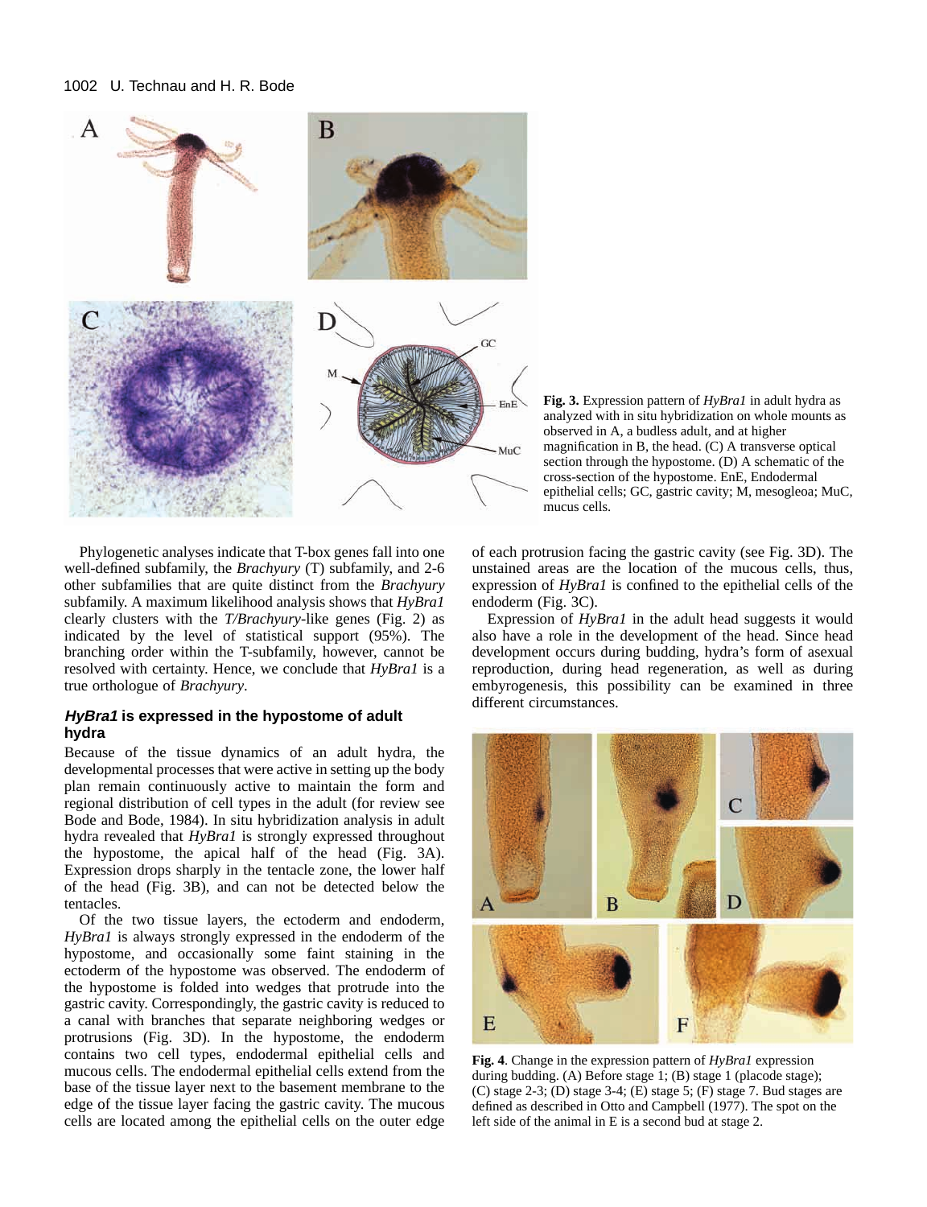**Fig. 3.** Expression pattern of *HyBra1* in adult hydra as analyzed with in situ hybridization on whole mounts as observed in A, a budless adult, and at higher magnification in B, the head. (C) A transverse optical section through the hypostome. (D) A schematic of the cross-section of the hypostome. EnE, Endodermal epithelial cells; GC, gastric cavity; M, mesogleoa; MuC, mucus cells.

Phylogenetic analyses indicate that T-box genes fall into one well-defined subfamily, the *Brachyury* (T) subfamily, and 2-6 other subfamilies that are quite distinct from the *Brachyury* subfamily. A maximum likelihood analysis shows that *HyBra1* clearly clusters with the *T/Brachyury*-like genes (Fig. 2) as indicated by the level of statistical support (95%). The branching order within the T-subfamily, however, cannot be resolved with certainty. Hence, we conclude that *HyBra1* is a true orthologue of *Brachyury*.

### *HyBra1* is expressed in the hypostome of adult hydra

Because of the tissue dynamics of an adult hydra, the developmental processes that were active in setting up the body plan remain continuously active to maintain the form and regional distribution of cell types in the adult (for review see Bode and Bode, 1984). In situ hybridization analysis in adult hydra revealed that *HyBra1* is strongly expressed throughout the hypostome, the apical half of the head (Fig. 3A). Expression drops sharply in the tentacle zone, the lower half of the head (Fig. 3B), and can not be detected below the tentacles.

Of the two tissue layers, the ectoderm and endoderm, *HyBra1* is always strongly expressed in the endoderm of the hypostome, and occasionally some faint staining in the ectoderm of the hypostome was observed. The endoderm of the hypostome is folded into wedges that protrude into the gastric cavity. Correspondingly, the gastric cavity is reduced to a canal with branches that separate neighboring wedges or protrusions (Fig. 3D). In the hypostome, the endoderm contains two cell types, endodermal epithelial cells and mucous cells. The endodermal epithelial cells extend from the base of the tissue layer next to the basement membrane to the edge of the tissue layer facing the gastric cavity. The mucous cells are located among the epithelial cells on the outer edge of each protrusion facing the gastric cavity (see Fig. 3D). The unstained areas are the location of the mucous cells, thus, expression of *HyBra1* is confined to the epithelial cells of the endoderm (Fig. 3C).

Expression of *HyBra1* in the adult head suggests it would also have a role in the development of the head. Since head development occurs during budding, hydra's form of asexual reproduction, during head regeneration, as well as during embyrogenesis, this possibility can be examined in three different circumstances.

**Fig. 4**. Change in the expression pattern of *HyBra1* expression during budding. (A) Before stage 1; (B) stage 1 (placode stage); (C) stage 2-3; (D) stage 3-4; (E) stage 5; (F) stage 7. Bud stages are defined as described in Otto and Campbell (1977). The spot on the left side of the animal in E is a second bud at stage 2.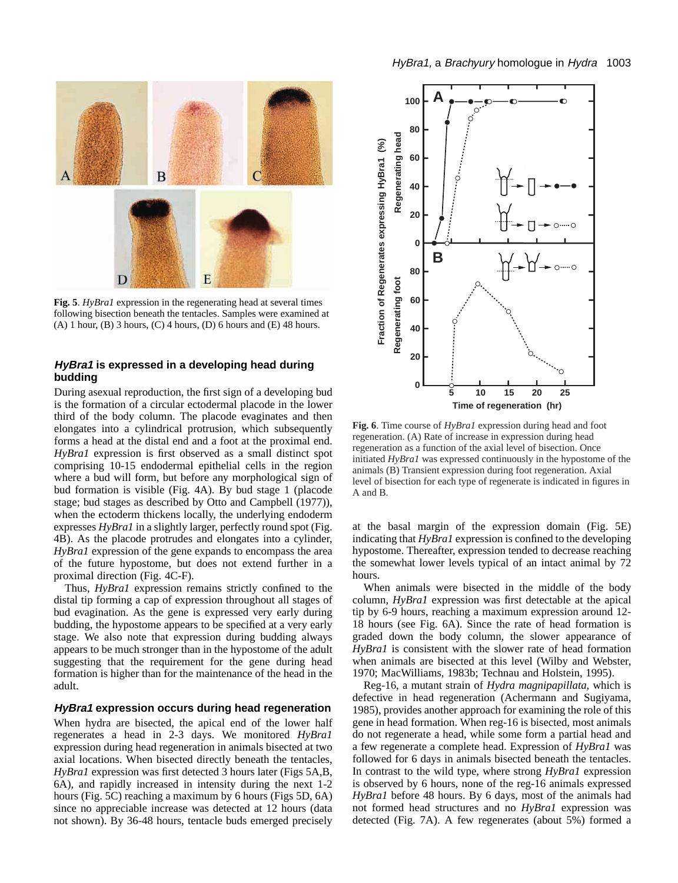**Fig. 5**. *HyBra1* expression in the regenerating head at several times following bisection beneath the tentacles. Samples were examined at (A) 1 hour, (B) 3 hours, (C) 4 hours, (D) 6 hours and (E) 48 hours.

### *HyBra1* is expressed in a developing head during budding

During asexual reproduction, the first sign of a developing bud is the formation of a circular ectodermal placode in the lower third of the body column. The placode evaginates and then elongates into a cylindrical protrusion, which subsequently forms a head at the distal end and a foot at the proximal end. *HyBra1* expression is first observed as a small distinct spot comprising 10-15 endodermal epithelial cells in the region where a bud will form, but before any morphological sign of bud formation is visible (Fig. 4A). By bud stage 1 (placode stage; bud stages as described by Otto and Campbell (1977)), when the ectoderm thickens locally, the underlying endoderm expresses *HyBra1* in a slightly larger, perfectly round spot (Fig. 4B). As the placode protrudes and elongates into a cylinder, *HyBra1* expression of the gene expands to encompass the area of the future hypostome, but does not extend further in a proximal direction (Fig. 4C-F).

Thus, *HyBra1* expression remains strictly confined to the distal tip forming a cap of expression throughout all stages of bud evagination. As the gene is expressed very early during budding, the hypostome appears to be specified at a very early stage. We also note that expression during budding always appears to be much stronger than in the hypostome of the adult suggesting that the requirement for the gene during head formation is higher than for the maintenance of the head in the adult.

### *HyBra1* expression occurs during head regeneration

When hydra are bisected, the apical end of the lower half regenerates a head in 2-3 days. We monitored *HyBra1* expression during head regeneration in animals bisected at two axial locations. When bisected directly beneath the tentacles, *HyBra1* expression was first detected 3 hours later (Figs 5A,B, 6A), and rapidly increased in intensity during the next 1-2 hours (Fig. 5C) reaching a maximum by 6 hours (Figs 5D, 6A) since no appreciable increase was detected at 12 hours (data not shown). By 36-48 hours, tentacle buds emerged precisely at the basal margin of the expression domain (Fig. 5E) indicating that *HyBra1* expression is confined to the developing hypostome. Thereafter, expression tended to decrease reaching the somewhat lower levels typical of an intact animal by 72 hours.

When animals were bisected in the middle of the body column, *HyBra1* expression was first detectable at the apical tip by 6-9 hours, reaching a maximum expression around 12-18 hours (see Fig. 6A). Since the rate of head formation is graded down the body column, the slower appearance of *HyBra1* is consistent with the slower rate of head formation when animals are bisected at this level (Wilby and Webster, 1970; MacWilliams, 1983b; Technau and Holstein, 1995).

Reg-16, a mutant strain of *Hydra magnipapillata,* which is defective in head regeneration (Achermann and Sugiyama, 1985), provides another approach for examining the role of this gene in head formation. When reg-16 is bisected, most animals do not regenerate a head, while some form a partial head and a few regenerate a complete head. Expression of *HyBra1* was followed for 6 days in animals bisected beneath the tentacles. In contrast to the wild type, where strong *HyBra1* expression is observed by 6 hours, none of the reg-16 animals expressed *HyBra1* before 48 hours. By 6 days, most of the animals had not formed head structures and no *HyBra1* expression was detected (Fig. 7A). A few regenerates (about 5%) formed a

**Fig. 6**. Time course of *HyBra1* expression during head and foot regeneration. (A) Rate of increase in expression during head regeneration as a function of the axial level of bisection. Once initiated *HyBra1* was expressed continuously in the hypostome of the animals (B) Transient expression during foot regeneration. Axial level of bisection for each type of regenerate is indicated in figures in A and B.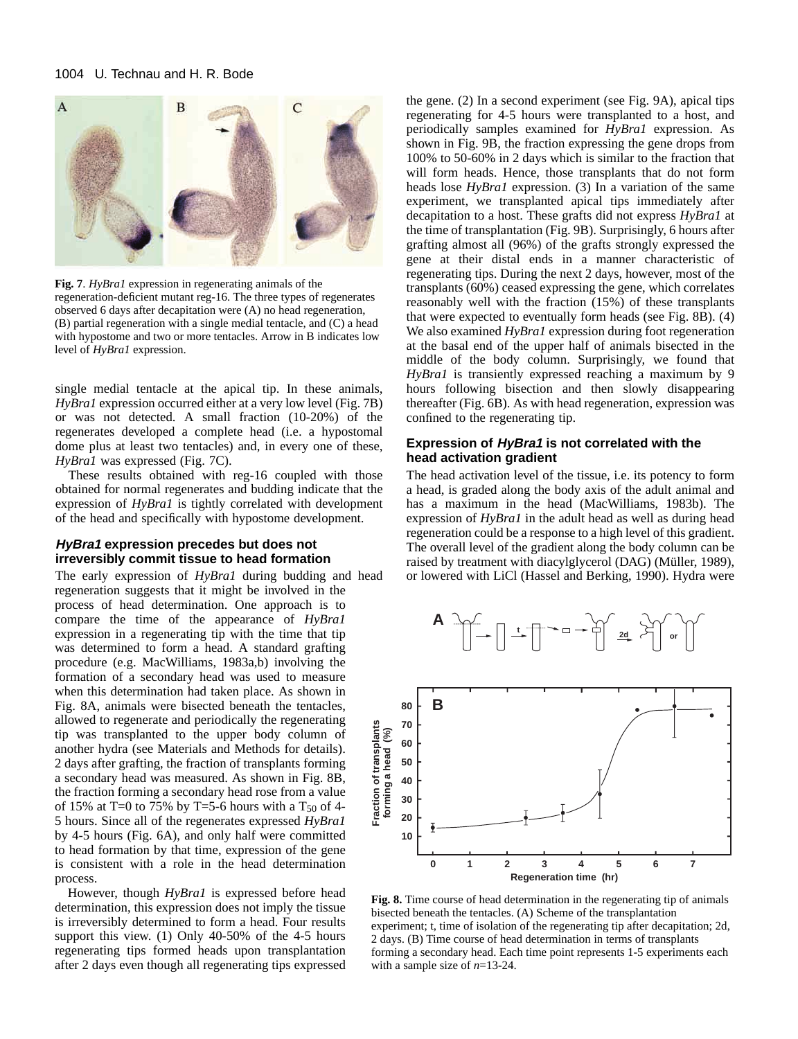**Fig. 7**. *HyBra1* expression in regenerating animals of the regeneration-deficient mutant reg-16. The three types of regenerates observed 6 days after decapitation were (A) no head regeneration, (B) partial regeneration with a single medial tentacle, and (C) a head with hypostome and two or more tentacles. Arrow in B indicates low level of *HyBra1* expression.

single medial tentacle at the apical tip. In these animals, *HyBra1* expression occurred either at a very low level (Fig. 7B) or was not detected. A small fraction (10-20%) of the regenerates developed a complete head (i.e. a hypostomal dome plus at least two tentacles) and, in every one of these, *HyBra1* was expressed (Fig. 7C).

These results obtained with reg-16 coupled with those obtained for normal regenerates and budding indicate that the expression of *HyBra1* is tightly correlated with development of the head and specifically with hypostome development.

### *HyBra1* expression precedes but does not irreversibly commit tissue to head formation

The early expression of *HyBra1* during budding and head regeneration suggests that it might be involved in the process of head determination. One approach is to compare the time of the appearance of *HyBra1* expression in a regenerating tip with the time that tip was determined to form a head. A standard grafting procedure (e.g. MacWilliams, 1983a,b) involving the formation of a secondary head was used to measure when this determination had taken place. As shown in Fig. 8A, animals were bisected beneath the tentacles, allowed to regenerate and periodically the regenerating tip was transplanted to the upper body column of another hydra (see Materials and Methods for details). 2 days after grafting, the fraction of transplants forming a secondary head was measured. As shown in Fig. 8B, the fraction forming a secondary head rose from a value of 15% at T=0 to 75% by T=5-6 hours with a $T_{50}$ of 4-5 hours. Since all of the regenerates expressed *HyBra1* by 4-5 hours (Fig. 6A), and only half were committed to head formation by that time, expression of the gene is consistent with a role in the head determination process.

However, though *HyBra1* is expressed before head determination, this expression does not imply the tissue is irreversibly determined to form a head. Four results support this view. (1) Only 40-50% of the 4-5 hours regenerating tips formed heads upon transplantation after 2 days even though all regenerating tips expressed the gene. (2) In a second experiment (see Fig. 9A), apical tips regenerating for 4-5 hours were transplanted to a host, and periodically samples examined for *HyBra1* expression. As shown in Fig. 9B, the fraction expressing the gene drops from 100% to 50-60% in 2 days which is similar to the fraction that will form heads. Hence, those transplants that do not form heads lose *HyBra1* expression. (3) In a variation of the same experiment, we transplanted apical tips immediately after decapitation to a host. These grafts did not express *HyBra1* at the time of transplantation (Fig. 9B). Surprisingly, 6 hours after grafting almost all (96%) of the grafts strongly expressed the gene at their distal ends in a manner characteristic of regenerating tips. During the next 2 days, however, most of the transplants (60%) ceased expressing the gene, which correlates reasonably well with the fraction (15%) of these transplants that were expected to eventually form heads (see Fig. 8B). (4) We also examined *HyBra1* expression during foot regeneration at the basal end of the upper half of animals bisected in the middle of the body column. Surprisingly, we found that *HyBra1* is transiently expressed reaching a maximum by 9 hours following bisection and then slowly disappearing thereafter (Fig. 6B). As with head regeneration, expression was confined to the regenerating tip.

### Expression of *HyBra1* is not correlated with the head activation gradient

The head activation level of the tissue, i.e. its potency to form a head, is graded along the body axis of the adult animal and has a maximum in the head (MacWilliams, 1983b). The expression of *HyBra1* in the adult head as well as during head regeneration could be a response to a high level of this gradient. The overall level of the gradient along the body column can be raised by treatment with diacylglycerol (DAG) (Müller, 1989), or lowered with LiCl (Hassel and Berking, 1990). Hydra were

**Fig. 8.** Time course of head determination in the regenerating tip of animals bisected beneath the tentacles. (A) Scheme of the transplantation experiment; t, time of isolation of the regenerating tip after decapitation; 2d, 2 days. (B) Time course of head determination in terms of transplants forming a secondary head. Each time point represents 1-5 experiments each with a sample size of *n*=13-24.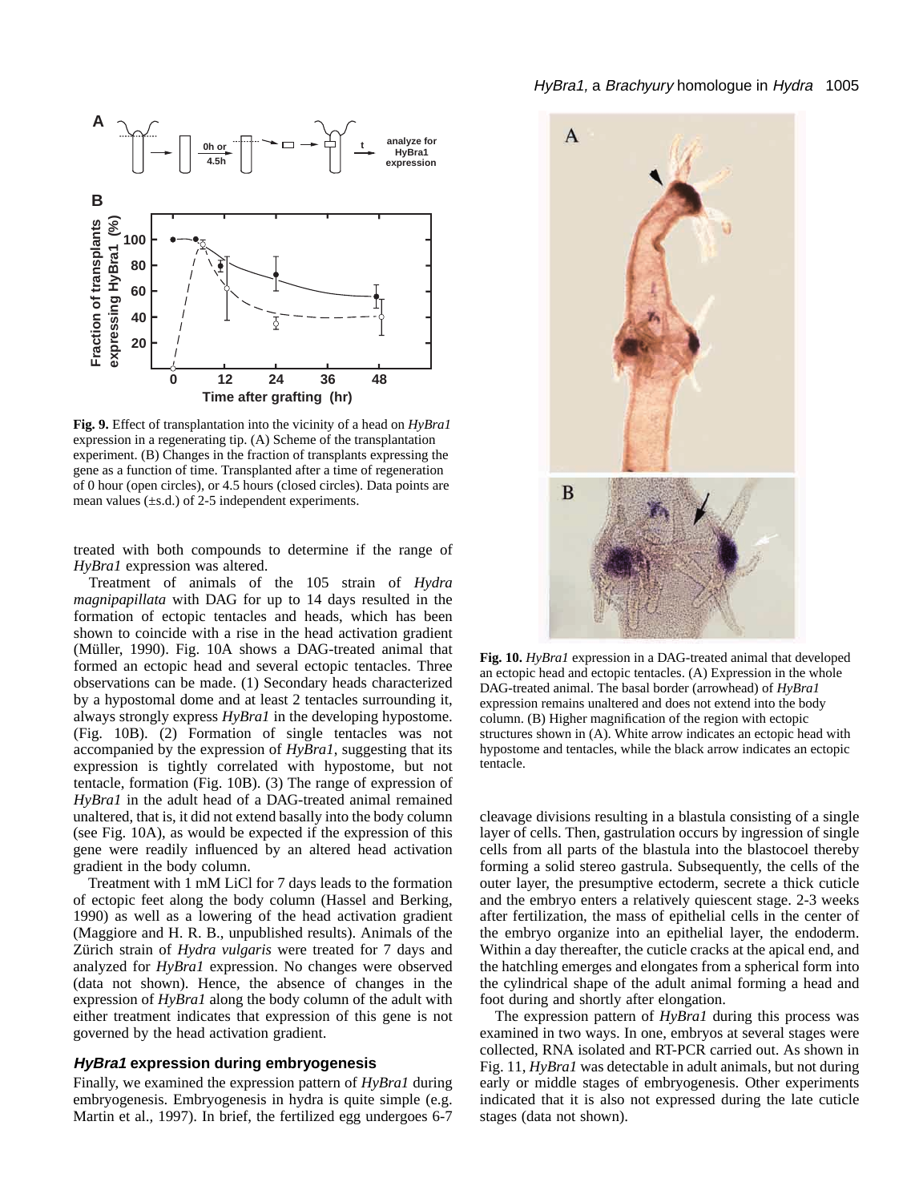**Fig. 9.** Effect of transplantation into the vicinity of a head on *HyBra1* expression in a regenerating tip. (A) Scheme of the transplantation experiment. (B) Changes in the fraction of transplants expressing the gene as a function of time. Transplanted after a time of regeneration of 0 hour (open circles), or 4.5 hours (closed circles). Data points are mean values (±s.d.) of 2-5 independent experiments.

treated with both compounds to determine if the range of *HyBra1* expression was altered.

Treatment of animals of the 105 strain of *Hydra magnipapillata* with DAG for up to 14 days resulted in the formation of ectopic tentacles and heads, which has been shown to coincide with a rise in the head activation gradient (Müller, 1990). Fig. 10A shows a DAG-treated animal that formed an ectopic head and several ectopic tentacles. Three observations can be made. (1) Secondary heads characterized by a hypostomal dome and at least 2 tentacles surrounding it, always strongly express *HyBra1* in the developing hypostome. (Fig. 10B). (2) Formation of single tentacles was not accompanied by the expression of *HyBra1*, suggesting that its expression is tightly correlated with hypostome, but not tentacle, formation (Fig. 10B). (3) The range of expression of *HyBra1* in the adult head of a DAG-treated animal remained unaltered, that is, it did not extend basally into the body column (see Fig. 10A), as would be expected if the expression of this gene were readily influenced by an altered head activation gradient in the body column.

Treatment with 1 mM LiCl for 7 days leads to the formation of ectopic feet along the body column (Hassel and Berking, 1990) as well as a lowering of the head activation gradient (Maggiore and H. R. B., unpublished results). Animals of the Zürich strain of *Hydra vulgaris* were treated for 7 days and analyzed for *HyBra1* expression. No changes were observed (data not shown). Hence, the absence of changes in the expression of *HyBra1* along the body column of the adult with either treatment indicates that expression of this gene is not governed by the head activation gradient.

### *HyBra1* expression during embryogenesis

Finally, we examined the expression pattern of *HyBra1* during embryogenesis. Embryogenesis in hydra is quite simple (e.g. Martin et al., 1997). In brief, the fertilized egg undergoes 6-7 cleavage divisions resulting in a blastula consisting of a single layer of cells. Then, gastrulation occurs by ingression of single cells from all parts of the blastula into the blastocoel thereby forming a solid stereo gastrula. Subsequently, the cells of the outer layer, the presumptive ectoderm, secrete a thick cuticle and the embryo enters a relatively quiescent stage. 2-3 weeks after fertilization, the mass of epithelial cells in the center of the embryo organize into an epithelial layer, the endoderm. Within a day thereafter, the cuticle cracks at the apical end, and the hatchling emerges and elongates from a spherical form into the cylindrical shape of the adult animal forming a head and foot during and shortly after elongation.

The expression pattern of *HyBra1* during this process was examined in two ways. In one, embryos at several stages were collected, RNA isolated and RT-PCR carried out. As shown in Fig. 11, *HyBra1* was detectable in adult animals, but not during early or middle stages of embryogenesis. Other experiments indicated that it is also not expressed during the late cuticle stages (data not shown).

**Fig. 10.** *HyBra1* expression in a DAG-treated animal that developed an ectopic head and ectopic tentacles. (A) Expression in the whole DAG-treated animal. The basal border (arrowhead) of *HyBra1* expression remains unaltered and does not extend into the body column. (B) Higher magnification of the region with ectopic structures shown in (A). White arrow indicates an ectopic head with hypostome and tentacles, while the black arrow indicates an ectopic tentacle.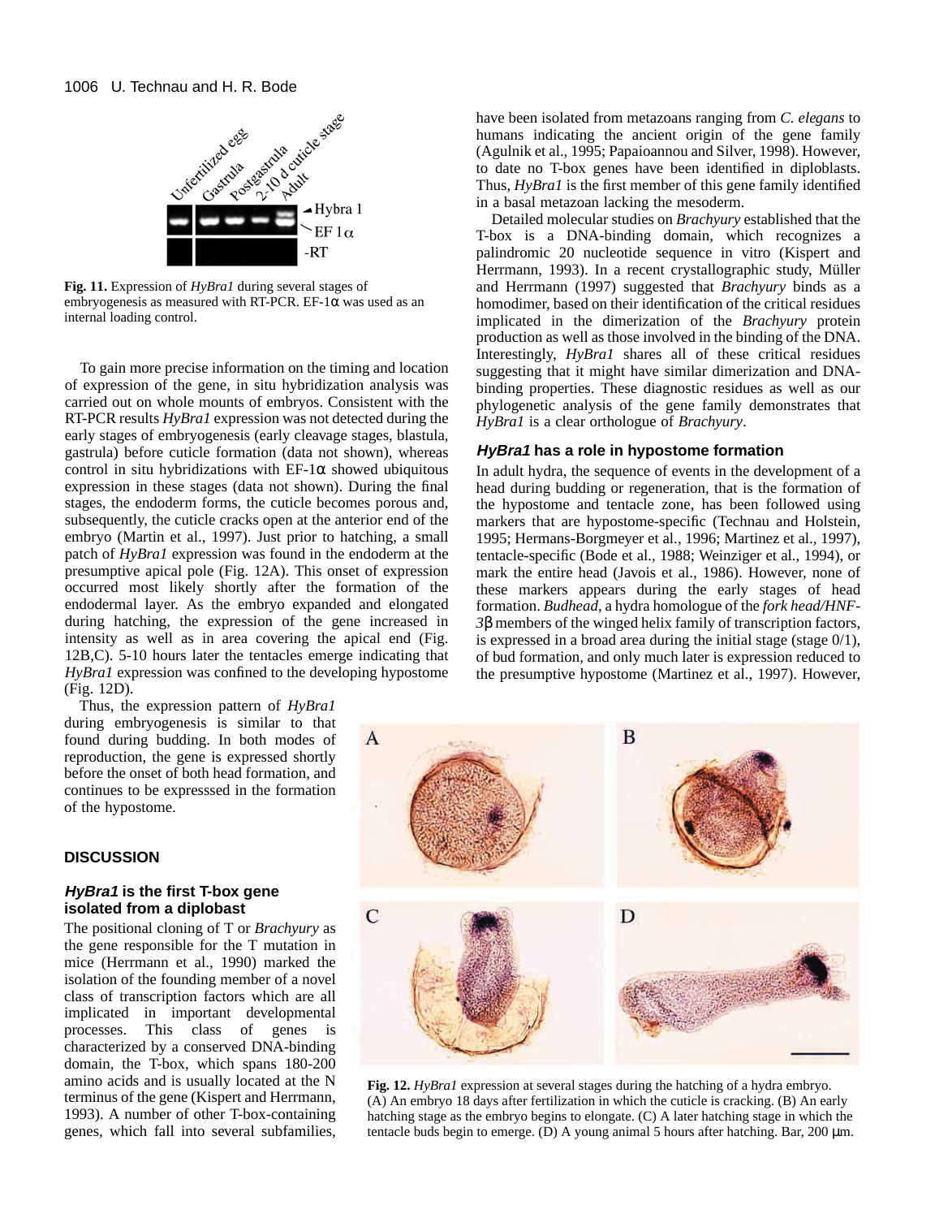Fig. 11. Expression of *HyBra1* during several stages of embryogenesis as measured with RT-PCR. EF-1α was used as an internal loading control.

To gain more precise information on the timing and location of expression of the gene, in situ hybridization analysis was carried out on whole mounts of embryos. Consistent with the RT-PCR results *HyBra1* expression was not detected during the early stages of embryogenesis (early cleavage stages, blastula, gastrula) before cuticle formation (data not shown), whereas control in situ hybridizations with EF-1α showed ubiquitous expression in these stages (data not shown). During the final stages, the endoderm forms, the cuticle becomes porous and, subsequently, the cuticle cracks open at the anterior end of the embryo (Martin et al., 1997). Just prior to hatching, a small patch of *HyBra1* expression was found in the endoderm at the presumptive apical pole (Fig. 12A). This onset of expression occurred most likely shortly after the formation of the endodermal layer. As the embryo expanded and elongated during hatching, the expression of the gene increased in intensity as well as in area covering the apical end (Fig. 12B,C). 5-10 hours later the tentacles emerge indicating that *HyBra1* expression was confined to the developing hypostome (Fig. 12D).

Thus, the expression pattern of *HyBra1* during embryogenesis is similar to that found during budding. In both modes of reproduction, the gene is expressed shortly before the onset of both head formation, and continues to be expresssed in the formation of the hypostome.

## DISCUSSION

### *HyBra1* is the first T-box gene isolated from a diplobast

The positional cloning of T or *Brachyury* as the gene responsible for the T mutation in mice (Herrmann et al., 1990) marked the isolation of the founding member of a novel class of transcription factors which are all implicated in important developmental processes. This class of genes is characterized by a conserved DNA-binding domain, the T-box, which spans 180-200 amino acids and is usually located at the N terminus of the gene (Kispert and Herrmann, 1993). A number of other T-box-containing genes, which fall into several subfamilies, have been isolated from metazoans ranging from *C. elegans* to humans indicating the ancient origin of the gene family (Agulnik et al., 1995; Papaioannou and Silver, 1998). However, to date no T-box genes have been identified in diploblasts. Thus, *HyBra1* is the first member of this gene family identified in a basal metazoan lacking the mesoderm.

Detailed molecular studies on *Brachyury* established that the T-box is a DNA-binding domain, which recognizes a palindromic 20 nucleotide sequence in vitro (Kispert and Herrmann, 1993). In a recent crystallographic study, Müller and Herrmann (1997) suggested that *Brachyury* binds as a homodimer, based on their identification of the critical residues implicated in the dimerization of the *Brachyury* protein production as well as those involved in the binding of the DNA. Interestingly, *HyBra1* shares all of these critical residues suggesting that it might have similar dimerization and DNA-binding properties. These diagnostic residues as well as our phylogenetic analysis of the gene family demonstrates that *HyBra1* is a clear orthologue of *Brachyury*.

### *HyBra1* has a role in hypostome formation

In adult hydra, the sequence of events in the development of a head during budding or regeneration, that is the formation of the hypostome and tentacle zone, has been followed using markers that are hypostome-specific (Technau and Holstein, 1995; Hermans-Borgmeyer et al., 1996; Martinez et al., 1997), tentacle-specific (Bode et al., 1988; Weinziger et al., 1994), or mark the entire head (Javois et al., 1986). However, none of these markers appears during the early stages of head formation. *Budhead*, a hydra homologue of the *fork head/HNF-3*β members of the winged helix family of transcription factors, is expressed in a broad area during the initial stage (stage 0/1), of bud formation, and only much later is expression reduced to the presumptive hypostome (Martinez et al., 1997). However,

Fig. 12. *HyBra1* expression at several stages during the hatching of a hydra embryo. (A) An embryo 18 days after fertilization in which the cuticle is cracking. (B) An early hatching stage as the embryo begins to elongate. (C) A later hatching stage in which the tentacle buds begin to emerge. (D) A young animal 5 hours after hatching. Bar, 200 μm.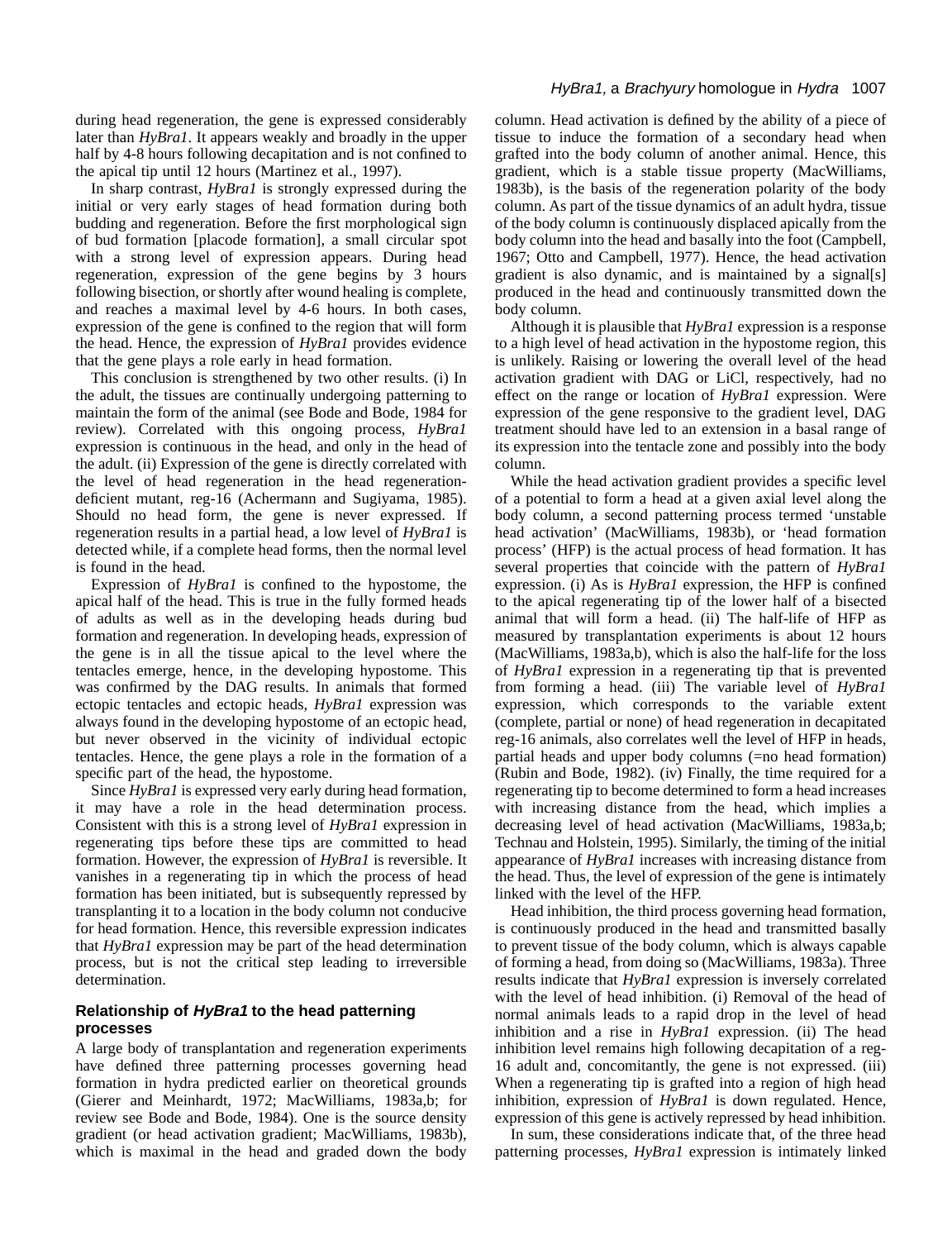during head regeneration, the gene is expressed considerably later than *HyBra1*. It appears weakly and broadly in the upper half by 4-8 hours following decapitation and is not confined to the apical tip until 12 hours (Martinez et al., 1997).

In sharp contrast, *HyBra1* is strongly expressed during the initial or very early stages of head formation during both budding and regeneration. Before the first morphological sign of bud formation [placode formation], a small circular spot with a strong level of expression appears. During head regeneration, expression of the gene begins by 3 hours following bisection, or shortly after wound healing is complete, and reaches a maximal level by 4-6 hours. In both cases, expression of the gene is confined to the region that will form the head. Hence, the expression of *HyBra1* provides evidence that the gene plays a role early in head formation.

This conclusion is strengthened by two other results. (i) In the adult, the tissues are continually undergoing patterning to maintain the form of the animal (see Bode and Bode, 1984 for review). Correlated with this ongoing process, *HyBra1* expression is continuous in the head, and only in the head of the adult. (ii) Expression of the gene is directly correlated with the level of head regeneration in the head regeneration-deficient mutant, reg-16 (Achermann and Sugiyama, 1985). Should no head form, the gene is never expressed. If regeneration results in a partial head, a low level of *HyBra1* is detected while, if a complete head forms, then the normal level is found in the head.

Expression of *HyBra1* is confined to the hypostome, the apical half of the head. This is true in the fully formed heads of adults as well as in the developing heads during bud formation and regeneration. In developing heads, expression of the gene is in all the tissue apical to the level where the tentacles emerge, hence, in the developing hypostome. This was confirmed by the DAG results. In animals that formed ectopic tentacles and ectopic heads, *HyBra1* expression was always found in the developing hypostome of an ectopic head, but never observed in the vicinity of individual ectopic tentacles. Hence, the gene plays a role in the formation of a specific part of the head, the hypostome.

Since *HyBra1* is expressed very early during head formation, it may have a role in the head determination process. Consistent with this is a strong level of *HyBra1* expression in regenerating tips before these tips are committed to head formation. However, the expression of *HyBra1* is reversible. It vanishes in a regenerating tip in which the process of head formation has been initiated, but is subsequently repressed by transplanting it to a location in the body column not conducive for head formation. Hence, this reversible expression indicates that *HyBra1* expression may be part of the head determination process, but is not the critical step leading to irreversible determination.

## Relationship of *HyBra1* to the head patterning processes

A large body of transplantation and regeneration experiments have defined three patterning processes governing head formation in hydra predicted earlier on theoretical grounds (Gierer and Meinhardt, 1972; MacWilliams, 1983a,b; for review see Bode and Bode, 1984). One is the source density gradient (or head activation gradient; MacWilliams, 1983b), which is maximal in the head and graded down the body column. Head activation is defined by the ability of a piece of tissue to induce the formation of a secondary head when grafted into the body column of another animal. Hence, this gradient, which is a stable tissue property (MacWilliams, 1983b), is the basis of the regeneration polarity of the body column. As part of the tissue dynamics of an adult hydra, tissue of the body column is continuously displaced apically from the body column into the head and basally into the foot (Campbell, 1967; Otto and Campbell, 1977). Hence, the head activation gradient is also dynamic, and is maintained by a signal[s] produced in the head and continuously transmitted down the body column.

Although it is plausible that *HyBra1* expression is a response to a high level of head activation in the hypostome region, this is unlikely. Raising or lowering the overall level of the head activation gradient with DAG or LiCl, respectively, had no effect on the range or location of *HyBra1* expression. Were expression of the gene responsive to the gradient level, DAG treatment should have led to an extension in a basal range of its expression into the tentacle zone and possibly into the body column.

While the head activation gradient provides a specific level of a potential to form a head at a given axial level along the body column, a second patterning process termed 'unstable head activation' (MacWilliams, 1983b), or 'head formation process' (HFP) is the actual process of head formation. It has several properties that coincide with the pattern of *HyBra1* expression. (i) As is *HyBra1* expression, the HFP is confined to the apical regenerating tip of the lower half of a bisected animal that will form a head. (ii) The half-life of HFP as measured by transplantation experiments is about 12 hours (MacWilliams, 1983a,b), which is also the half-life for the loss of *HyBra1* expression in a regenerating tip that is prevented from forming a head. (iii) The variable level of *HyBra1* expression, which corresponds to the variable extent (complete, partial or none) of head regeneration in decapitated reg-16 animals, also correlates well the level of HFP in heads, partial heads and upper body columns (=no head formation) (Rubin and Bode, 1982). (iv) Finally, the time required for a regenerating tip to become determined to form a head increases with increasing distance from the head, which implies a decreasing level of head activation (MacWilliams, 1983a,b; Technau and Holstein, 1995). Similarly, the timing of the initial appearance of *HyBra1* increases with increasing distance from the head. Thus, the level of expression of the gene is intimately linked with the level of the HFP.

Head inhibition, the third process governing head formation, is continuously produced in the head and transmitted basally to prevent tissue of the body column, which is always capable of forming a head, from doing so (MacWilliams, 1983a). Three results indicate that *HyBra1* expression is inversely correlated with the level of head inhibition. (i) Removal of the head of normal animals leads to a rapid drop in the level of head inhibition and a rise in *HyBra1* expression. (ii) The head inhibition level remains high following decapitation of a reg-16 adult and, concomitantly, the gene is not expressed. (iii) When a regenerating tip is grafted into a region of high head inhibition, expression of *HyBra1* is down regulated. Hence, expression of this gene is actively repressed by head inhibition.

In sum, these considerations indicate that, of the three head patterning processes, *HyBra1* expression is intimately linked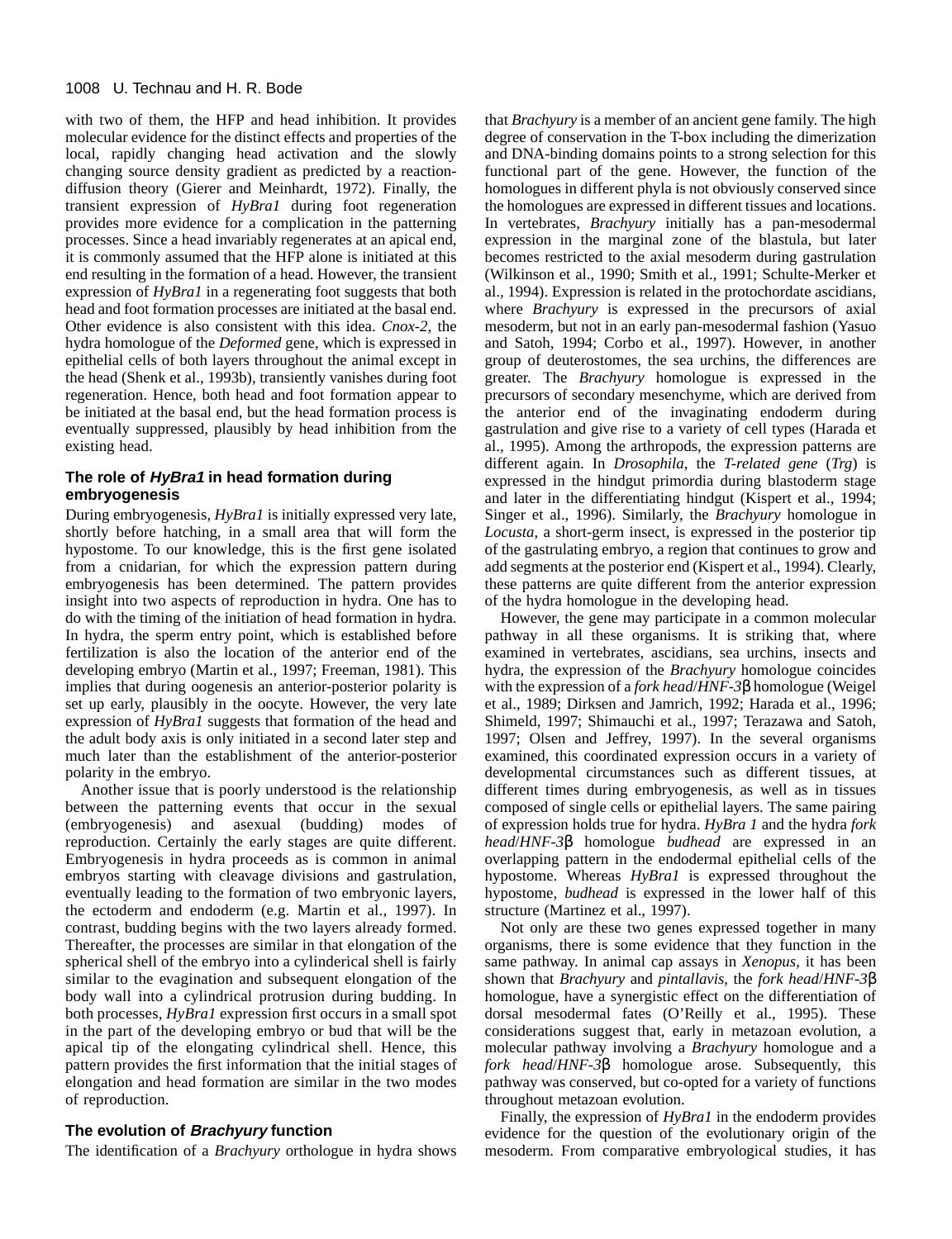with two of them, the HFP and head inhibition. It provides molecular evidence for the distinct effects and properties of the local, rapidly changing head activation and the slowly changing source density gradient as predicted by a reaction-diffusion theory (Gierer and Meinhardt, 1972). Finally, the transient expression of *HyBra1* during foot regeneration provides more evidence for a complication in the patterning processes. Since a head invariably regenerates at an apical end, it is commonly assumed that the HFP alone is initiated at this end resulting in the formation of a head. However, the transient expression of *HyBra1* in a regenerating foot suggests that both head and foot formation processes are initiated at the basal end. Other evidence is also consistent with this idea. *Cnox-2*, the hydra homologue of the *Deformed* gene, which is expressed in epithelial cells of both layers throughout the animal except in the head (Shenk et al., 1993b), transiently vanishes during foot regeneration. Hence, both head and foot formation appear to be initiated at the basal end, but the head formation process is eventually suppressed, plausibly by head inhibition from the existing head.

### The role of *HyBra1* in head formation during embryogenesis

During embryogenesis, *HyBra1* is initially expressed very late, shortly before hatching, in a small area that will form the hypostome. To our knowledge, this is the first gene isolated from a cnidarian, for which the expression pattern during embryogenesis has been determined. The pattern provides insight into two aspects of reproduction in hydra. One has to do with the timing of the initiation of head formation in hydra. In hydra, the sperm entry point, which is established before fertilization is also the location of the anterior end of the developing embryo (Martin et al., 1997; Freeman, 1981). This implies that during oogenesis an anterior-posterior polarity is set up early, plausibly in the oocyte. However, the very late expression of *HyBra1* suggests that formation of the head and the adult body axis is only initiated in a second later step and much later than the establishment of the anterior-posterior polarity in the embryo.

Another issue that is poorly understood is the relationship between the patterning events that occur in the sexual (embryogenesis) and asexual (budding) modes of reproduction. Certainly the early stages are quite different. Embryogenesis in hydra proceeds as is common in animal embryos starting with cleavage divisions and gastrulation, eventually leading to the formation of two embryonic layers, the ectoderm and endoderm (e.g. Martin et al., 1997). In contrast, budding begins with the two layers already formed. Thereafter, the processes are similar in that elongation of the spherical shell of the embryo into a cylinderical shell is fairly similar to the evagination and subsequent elongation of the body wall into a cylindrical protrusion during budding. In both processes, *HyBra1* expression first occurs in a small spot in the part of the developing embryo or bud that will be the apical tip of the elongating cylindrical shell. Hence, this pattern provides the first information that the initial stages of elongation and head formation are similar in the two modes of reproduction.

### The evolution of *Brachyury* function

The identification of a *Brachyury* orthologue in hydra shows that *Brachyury* is a member of an ancient gene family. The high degree of conservation in the T-box including the dimerization and DNA-binding domains points to a strong selection for this functional part of the gene. However, the function of the homologues in different phyla is not obviously conserved since the homologues are expressed in different tissues and locations. In vertebrates, *Brachyury* initially has a pan-mesodermal expression in the marginal zone of the blastula, but later becomes restricted to the axial mesoderm during gastrulation (Wilkinson et al., 1990; Smith et al., 1991; Schulte-Merker et al., 1994). Expression is related in the protochordate ascidians, where *Brachyury* is expressed in the precursors of axial mesoderm, but not in an early pan-mesodermal fashion (Yasuo and Satoh, 1994; Corbo et al., 1997). However, in another group of deuterostomes, the sea urchins, the differences are greater. The *Brachyury* homologue is expressed in the precursors of secondary mesenchyme, which are derived from the anterior end of the invaginating endoderm during gastrulation and give rise to a variety of cell types (Harada et al., 1995). Among the arthropods, the expression patterns are different again. In *Drosophila*, the *T-related gene* (*Trg*) is expressed in the hindgut primordia during blastoderm stage and later in the differentiating hindgut (Kispert et al., 1994; Singer et al., 1996). Similarly, the *Brachyury* homologue in *Locusta*, a short-germ insect, is expressed in the posterior tip of the gastrulating embryo, a region that continues to grow and add segments at the posterior end (Kispert et al., 1994). Clearly, these patterns are quite different from the anterior expression of the hydra homologue in the developing head.

However, the gene may participate in a common molecular pathway in all these organisms. It is striking that, where examined in vertebrates, ascidians, sea urchins, insects and hydra, the expression of the *Brachyury* homologue coincides with the expression of a *fork head*/*HNF-3*β homologue (Weigel et al., 1989; Dirksen and Jamrich, 1992; Harada et al., 1996; Shimeld, 1997; Shimauchi et al., 1997; Terazawa and Satoh, 1997; Olsen and Jeffrey, 1997). In the several organisms examined, this coordinated expression occurs in a variety of developmental circumstances such as different tissues, at different times during embryogenesis, as well as in tissues composed of single cells or epithelial layers. The same pairing of expression holds true for hydra. *HyBra 1* and the hydra *fork head*/*HNF-3*β homologue *budhead* are expressed in an overlapping pattern in the endodermal epithelial cells of the hypostome. Whereas *HyBra1* is expressed throughout the hypostome, *budhead* is expressed in the lower half of this structure (Martinez et al., 1997).

Not only are these two genes expressed together in many organisms, there is some evidence that they function in the same pathway. In animal cap assays in *Xenopus*, it has been shown that *Brachyury* and *pintallavis*, the *fork head*/*HNF-3*β homologue, have a synergistic effect on the differentiation of dorsal mesodermal fates (O'Reilly et al., 1995). These considerations suggest that, early in metazoan evolution, a molecular pathway involving a *Brachyury* homologue and a *fork head*/*HNF-3*β homologue arose. Subsequently, this pathway was conserved, but co-opted for a variety of functions throughout metazoan evolution.

Finally, the expression of *HyBra1* in the endoderm provides evidence for the question of the evolutionary origin of the mesoderm. From comparative embryological studies, it has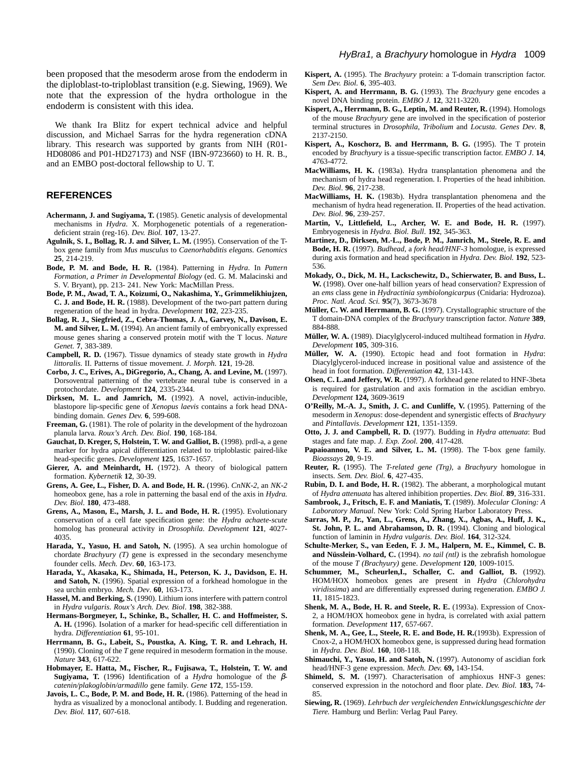been proposed that the mesoderm arose from the endoderm in the diploblast-to-triploblast transition (e.g. Siewing, 1969). We note that the expression of the hydra orthologue in the endoderm is consistent with this idea.

We thank Ira Blitz for expert technical advice and helpful discussion, and Michael Sarras for the hydra regeneration cDNA library. This research was supported by grants from NIH (R01-HD08086 and P01-HD27173) and NSF (IBN-9723660) to H. R. B., and an EMBO post-doctoral fellowship to U. T.

## REFERENCES

**Achermann, J. and Sugiyama, T.** (1985). Genetic analysis of developmental mechanisms in *Hydra*. X. Morphogenetic potentials of a regeneration-deficient strain (reg-16). *Dev. Biol.* **107**, 13-27.

**Agulnik, S. I., Bollag, R. J. and Silver, L. M.** (1995). Conservation of the T-box gene family from *Mus musculus* to *Caenorhabditis elegans*. *Genomics* **25**, 214-219.

**Bode, P. M. and Bode, H. R.** (1984). Patterning in *Hydra*. In *Pattern Formation, a Primer in Developmental Biology* (ed. G. M. Malacinski and S. V. Bryant), pp. 213- 241. New York: MacMillan Press.

**Bode, P. M., Awad, T. A., Koizumi, O., Nakashima, Y., Grimmelikhiujzen, C. J. and Bode, H. R.** (1988). Development of the two-part pattern during regeneration of the head in hydra. *Development* **102**, 223-235.

**Bollag, R. J., Siegfried, Z., Cebra-Thomas, J. A., Garvey, N., Davison, E. M. and Silver, L. M.** (1994). An ancient family of embryonically expressed mouse genes sharing a conserved protein motif with the T locus. *Nature Genet.* **7**, 383-389.

**Campbell, R. D.** (1967). Tissue dynamics of steady state growth in *Hydra littoralis*. II. Patterns of tissue movement. *J. Morph.* **121**, 19-28.

**Corbo, J. C., Erives, A., DiGregorio, A., Chang, A. and Levine, M.** (1997). Dorsoventral patterning of the vertebrate neural tube is conserved in a protochordate. *Development* **124**, 2335-2344.

**Dirksen, M. L. and Jamrich, M.** (1992). A novel, activin-inducible, blastopore lip-specific gene of *Xenopus laevis* contains a fork head DNA-binding domain. *Genes Dev.* **6**, 599-608.

**Freeman, G.** (1981). The role of polarity in the development of the hydrozoan planula larva. *Roux's Arch. Dev. Biol*. **190**, 168-184.

**Gauchat, D. Kreger, S, Holstein, T. W. and Galliot, B.** (1998). prdl-a, a gene marker for hydra apical differentiation related to triploblastic paired-like head-specific genes. *Development* **125**, 1637-1657.

**Gierer, A. and Meinhardt, H.** (1972). A theory of biological pattern formation. *Kybernetik* **12**, 30-39.

**Grens, A. Gee, L., Fisher, D. A. and Bode, H. R.** (1996). *CnNK-2*, an *NK-2* homeobox gene, has a role in patterning the basal end of the axis in *Hydra. Dev. Biol*. **180**, 473-488.

**Grens, A., Mason, E., Marsh, J. L. and Bode, H. R.** (1995). Evolutionary conservation of a cell fate specification gene: the *Hydra achaete-scute* homolog has proneural activity in *Drosophila*. *Development* **121**, 4027-4035.

**Harada, Y., Yasuo, H. and Satoh, N.** (1995). A sea urchin homologue of chordate *Brachyury (T)* gene is expressed in the secondary mesenchyme founder cells. *Mech. Dev*. **60**, 163-173.

**Harada, Y., Akasaka, K., Shimada, H., Peterson, K. J., Davidson, E. H. and Satoh, N.** (1996). Spatial expression of a forkhead homologue in the sea urchin embryo. *Mech. Dev*. **60**, 163-173.

**Hassel, M. and Berking, S.** (1990). Lithium ions interfere with pattern control in *Hydra vulgaris*. *Roux's Arch. Dev. Biol*. **198**, 382-388.

**Hermans-Borgmeyer, I., Schinke, B., Schaller, H. C. and Hoffmeister, S. A. H.** (1996). Isolation of a marker for head-specific cell differentiation in hydra. *Differentiation* **61**, 95-101.

**Herrmann, B. G., Labeit, S., Poustka, A. King, T. R. and Lehrach, H.** (1990). Cloning of the *T* gene required in mesoderm formation in the mouse. *Nature* **343**, 617-622.

**Hobmayer, E. Hatta, M., Fischer, R., Fujisawa, T., Holstein, T. W. and Sugiyama, T.** (1996) Identification of a *Hydra* homologue of the *β-catenin/plakoglobin/armadillo* gene family. *Gene* **172**, 155-159.

**Javois, L. C., Bode, P. M. and Bode, H. R.** (1986). Patterning of the head in hydra as visualized by a monoclonal antibody. I. Budding and regeneration. *Dev. Biol.* **117**, 607-618.

**Kispert, A.** (1995). The *Brachyury* protein: a T-domain transcription factor. *Sem Dev. Biol.* **6**, 395-403.

**Kispert, A. and Herrmann, B. G.** (1993). The *Brachyury* gene encodes a novel DNA binding protein. *EMBO J.* **12**, 3211-3220.

**Kispert, A., Herrmann, B. G., Leptin, M. and Reuter, R.** (1994). Homologs of the mouse *Brachyury* gene are involved in the specification of posterior terminal structures in *Drosophila*, *Tribolium* and *Locusta*. *Genes Dev*. **8**, 2137-2150.

**Kispert, A., Koschorz, B. and Herrmann, B. G.** (1995). The T protein encoded by *Brachyury* is a tissue-specific transcription factor. *EMBO J*. **14**, 4763-4772.

**MacWilliams, H. K.** (1983a). Hydra transplantation phenomena and the mechanism of hydra head regeneration. I. Properties of the head inhibition. *Dev. Biol*. **96**, 217-238.

**MacWilliams, H. K.** (1983b). Hydra transplantation phenomena and the mechanism of hydra head regeneration. II. Properties of the head activation. *Dev. Biol*. **96**, 239-257.

**Martin, V., Littlefield, L., Archer, W. E. and Bode, H. R.** (1997). Embryogenesis in *Hydra. Biol. Bull*. **192**, 345-363.

**Martinez, D., Dirksen, M.-L., Bode, P. M., Jamrich, M., Steele, R. E. and Bode, H. R.** (1997). *Budhead*, a *fork head/HNF-3* homologue, is expressed during axis formation and head specification in *Hydra. Dev. Biol.* **192**, 523-536.

**Mokady, O., Dick, M. H., Lackschewitz, D., Schierwater, B. and Buss, L. W.** (1998). Over one-half billion years of head conservation? Expression of an *ems* class gene in *Hydractinia symbiolongicarpus* (Cnidaria: Hydrozoa). *Proc. Natl. Acad. Sci.* **95**(7), 3673-3678

**Müller, C. W. and Herrmann, B. G.** (1997). Crystallographic structure of the T domain-DNA complex of the *Brachyury* transcription factor. *Nature* **389**, 884-888.

**Müller, W. A.** (1989). Diacylglycerol-induced multihead formation in *Hydra*. *Development* **105**, 309-316.

**Müller, W. A.** (1990). Ectopic head and foot formation in *Hydra*: Diacylglycerol-induced increase in positional value and assistence of the head in foot formation. *Differentiation* **42**, 131-143.

**Olsen, C. L.and Jeffery, W. R.** (1997). A forkhead gene related to HNF-3beta is required for gastrulation and axis formation in the ascidian embryo. *Development* **124,** 3609-3619

**O'Reilly, M.-A. J., Smith, J. C. and Cunliffe, V.** (1995). Patterning of the mesoderm in *Xenopus*: dose-dependent and synergistic effects of *Brachyury* and *Pintallavis*. *Development* **121**, 1351-1359.

**Otto, J. J. and Campbell, R. D.** (1977). Budding in *Hydra attenuata*: Bud stages and fate map. *J. Exp. Zool.* **200**, 417-428.

**Papaioannou, V. E. and Silver, L. M.** (1998). The T-box gene family. *Bioassays* **20**, 9-19.

**Reuter, R.** (1995). The *T-related gene (Trg)*, a *Brachyury* homologue in insects. *Sem. Dev. Biol.* **6**, 427-435.

**Rubin, D. I. and Bode, H. R.** (1982). The abberant, a morphological mutant of *Hydra attenuata* has altered inhibition properties. *Dev. Biol.* **89**, 316-331.

**Sambrook, J., Fritsch, E. F. and Maniatis, T.** (1989). *Molecular Cloning: A Laboratory Manual*. New York: Cold Spring Harbor Laboratory Press.

**Sarras, M. P., Jr., Yan, L., Grens, A., Zhang, X., Agbas, A., Huff, J. K., St. John, P. L. and Abrahamson, D. R.** (1994). Cloning and biological function of laminin in *Hydra vulgaris. Dev. Biol*. **164**, 312-324.

**Schulte-Merker, S., van Eeden, F. J. M., Halpern, M. E., Kimmel, C. B. and Nüsslein-Volhard, C.** (1994). *no tail (ntl)* is the zebrafish homologue of the mouse *T (Brachyury)* gene. *Development* **120**, 1009-1015.

**Schummer, M., Scheurlen,I., Schaller, C. and Galliot, B.** (1992). HOM/HOX homeobox genes are present in *Hydra* (*Chlorohydra viridissima*) and are differentially expressed during regeneration. *EMBO J.* **11**, 1815-1823.

**Shenk, M. A., Bode, H. R. and Steele, R. E.** (1993a). Expression of Cnox-2, a HOM/HOX homeobox gene in hydra, is correlated with axial pattern formation. *Development* **117**, 657-667.

**Shenk, M. A., Gee, L., Steele, R. E. and Bode, H. R.**(1993b). Expression of Cnox-2, a HOM/HOX homeobox gene, is suppressed during head formation in *Hydra. Dev. Biol.* **160**, 108-118.

**Shimauchi, Y., Yasuo, H. and Satoh, N.** (1997). Autonomy of ascidian fork head/HNF-3 gene expression. *Mech. Dev.* **69,** 143-154.

**Shimeld, S. M.** (1997). Characterisation of amphioxus HNF-3 genes: conserved expression in the notochord and floor plate. *Dev. Biol.* **183,** 74-85.

**Siewing, R.** (1969). *Lehrbuch der vergleichenden Entwicklungsgeschichte der Tiere.* Hamburg und Berlin: Verlag Paul Parey.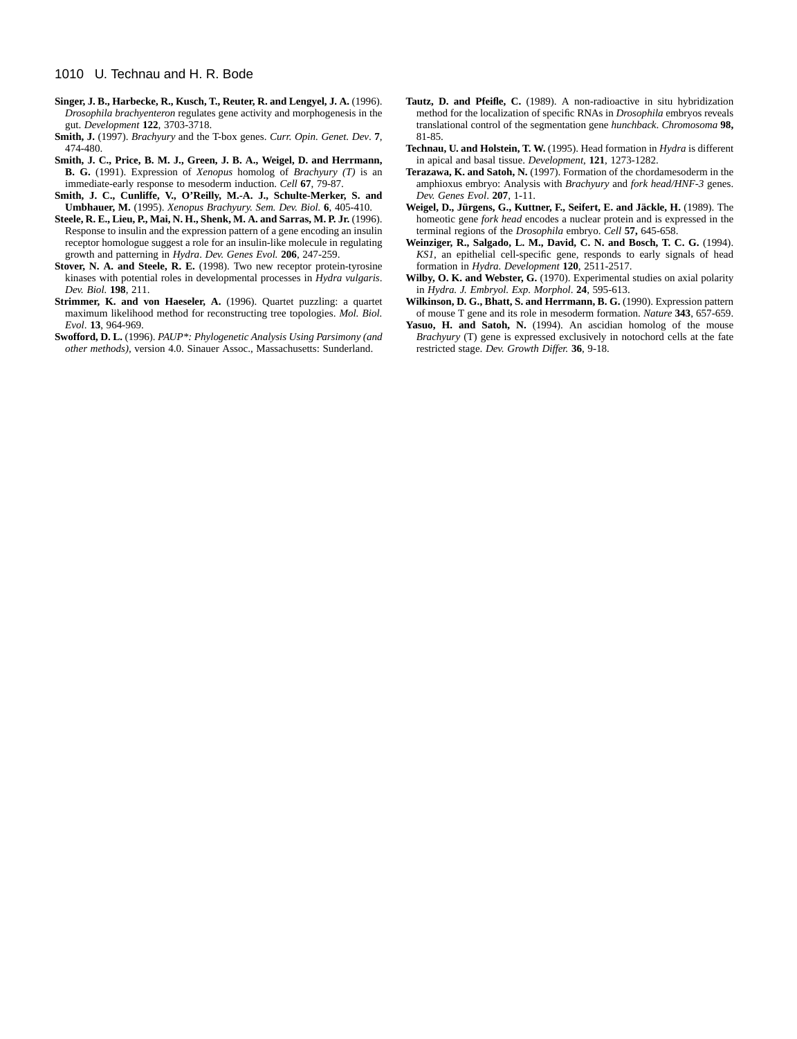**Singer, J. B., Harbecke, R., Kusch, T., Reuter, R. and Lengyel, J. A.** (1996). *Drosophila brachyenteron* regulates gene activity and morphogenesis in the gut. *Development* **122**, 3703-3718.

**Smith, J.** (1997). *Brachyury* and the T-box genes. *Curr. Opin. Genet. Dev*. **7**, 474-480.

**Smith, J. C., Price, B. M. J., Green, J. B. A., Weigel, D. and Herrmann, B. G.** (1991). Expression of *Xenopus* homolog of *Brachyury (T)* is an immediate-early response to mesoderm induction. *Cell* **67**, 79-87.

**Smith, J. C., Cunliffe, V., O'Reilly, M.-A. J., Schulte-Merker, S. and Umbhauer, M.** (1995). *Xenopus Brachyury. Sem. Dev. Biol.* **6**, 405-410.

**Steele, R. E., Lieu, P., Mai, N. H., Shenk, M. A. and Sarras, M. P. Jr.** (1996). Response to insulin and the expression pattern of a gene encoding an insulin receptor homologue suggest a role for an insulin-like molecule in regulating growth and patterning in *Hydra*. *Dev. Genes Evol.* **206**, 247-259.

**Stover, N. A. and Steele, R. E.** (1998). Two new receptor protein-tyrosine kinases with potential roles in developmental processes in *Hydra vulgaris*. *Dev. Biol.* **198**, 211.

**Strimmer, K. and von Haeseler, A.** (1996). Quartet puzzling: a quartet maximum likelihood method for reconstructing tree topologies. *Mol. Biol. Evol*. **13**, 964-969.

**Swofford, D. L.** (1996). *PAUP*: Phylogenetic Analysis Using Parsimony (and other methods),* version 4.0. Sinauer Assoc., Massachusetts: Sunderland.

**Tautz, D. and Pfeifle, C.** (1989). A non-radioactive in situ hybridization method for the localization of specific RNAs in *Drosophila* embryos reveals translational control of the segmentation gene *hunchback*. *Chromosoma* **98,** 81-85.

**Technau, U. and Holstein, T. W.** (1995). Head formation in *Hydra* is different in apical and basal tissue. *Development*, **121**, 1273-1282.

**Terazawa, K. and Satoh, N.** (1997). Formation of the chordamesoderm in the amphioxus embryo: Analysis with *Brachyury* and *fork head/HNF-3* genes. *Dev. Genes Evol*. **207**, 1-11.

**Weigel, D., Jürgens, G., Kuttner, F., Seifert, E. and Jäckle, H.** (1989). The homeotic gene *fork head* encodes a nuclear protein and is expressed in the terminal regions of the *Drosophila* embryo. *Cell* **57,** 645-658.

**Weinziger, R., Salgado, L. M., David, C. N. and Bosch, T. C. G.** (1994). *KS1*, an epithelial cell-specific gene, responds to early signals of head formation in *Hydra*. *Development* **120**, 2511-2517.

**Wilby, O. K. and Webster, G.** (1970). Experimental studies on axial polarity in *Hydra. J. Embryol. Exp. Morphol*. **24**, 595-613.

**Wilkinson, D. G., Bhatt, S. and Herrmann, B. G.** (1990). Expression pattern of mouse T gene and its role in mesoderm formation. *Nature* **343**, 657-659.

**Yasuo, H. and Satoh, N.** (1994). An ascidian homolog of the mouse *Brachyury* (T) gene is expressed exclusively in notochord cells at the fate restricted stage. *Dev. Growth Differ.* **36**, 9-18.